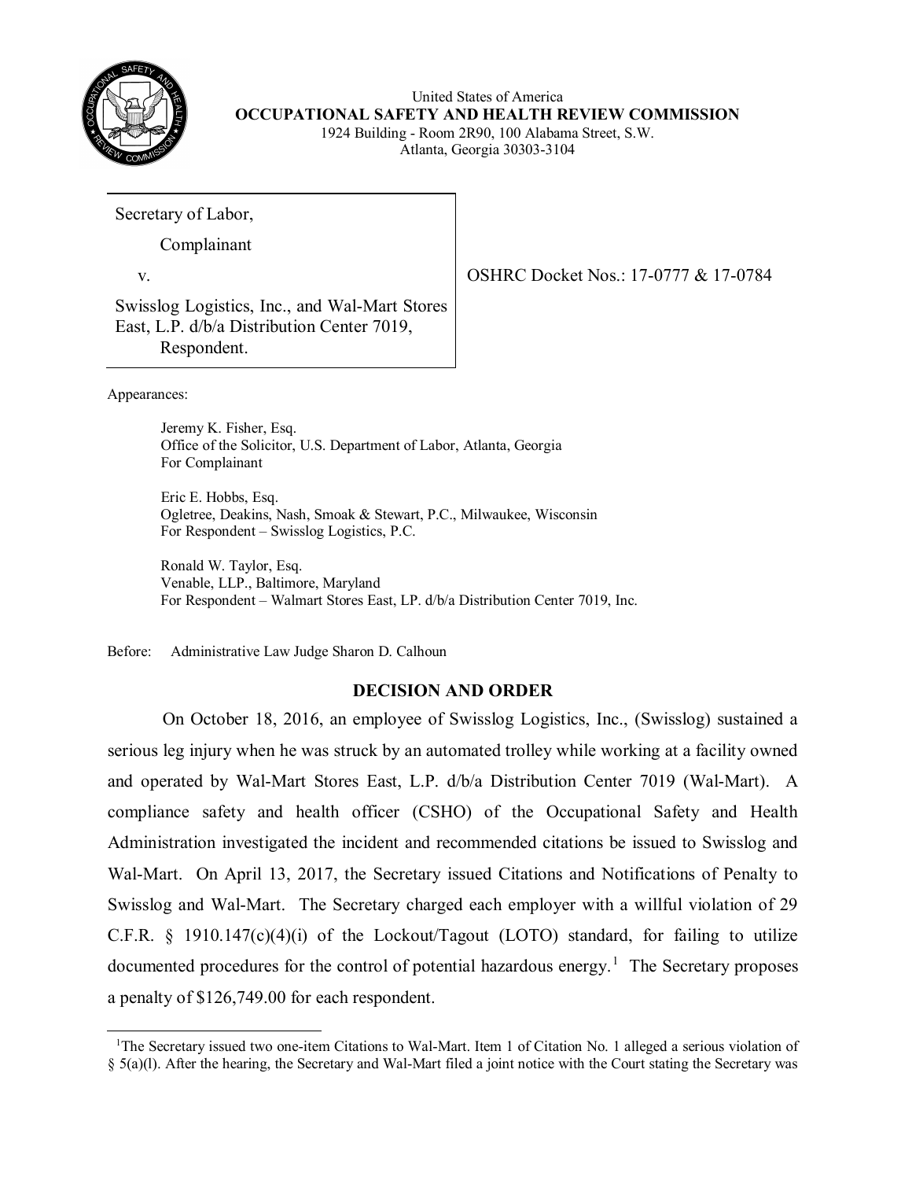United States of America
**OCCUPATIONAL SAFETY AND HEALTH REVIEW COMMISSION**
1924 Building - Room 2R90, 100 Alabama Street, S.W.
Atlanta, Georgia 30303-3104

Secretary of Labor,

Complainant

v.

Swisslog Logistics, Inc., and Wal-Mart Stores East, L.P. d/b/a Distribution Center 7019,
Respondent.

OSHRC Docket Nos.: 17-0777 & 17-0784

Appearances:

Jeremy K. Fisher, Esq.
Office of the Solicitor, U.S. Department of Labor, Atlanta, Georgia
For Complainant

Eric E. Hobbs, Esq.
Ogletree, Deakins, Nash, Smoak & Stewart, P.C., Milwaukee, Wisconsin
For Respondent – Swisslog Logistics, P.C.

Ronald W. Taylor, Esq.
Venable, LLP., Baltimore, Maryland
For Respondent – Walmart Stores East, LP. d/b/a Distribution Center 7019, Inc.

Before: Administrative Law Judge Sharon D. Calhoun

## DECISION AND ORDER

On October 18, 2016, an employee of Swisslog Logistics, Inc., (Swisslog) sustained a serious leg injury when he was struck by an automated trolley while working at a facility owned and operated by Wal-Mart Stores East, L.P. d/b/a Distribution Center 7019 (Wal-Mart). A compliance safety and health officer (CSHO) of the Occupational Safety and Health Administration investigated the incident and recommended citations be issued to Swisslog and Wal-Mart. On April 13, 2017, the Secretary issued Citations and Notifications of Penalty to Swisslog and Wal-Mart. The Secretary charged each employer with a willful violation of 29 C.F.R. § 1910.147(c)(4)(i) of the Lockout/Tagout (LOTO) standard, for failing to utilize documented procedures for the control of potential hazardous energy.[1] The Secretary proposes a penalty of $126,749.00 for each respondent.

[1] The Secretary issued two one-item Citations to Wal-Mart. Item 1 of Citation No. 1 alleged a serious violation of § 5(a)(l). After the hearing, the Secretary and Wal-Mart filed a joint notice with the Court stating the Secretary was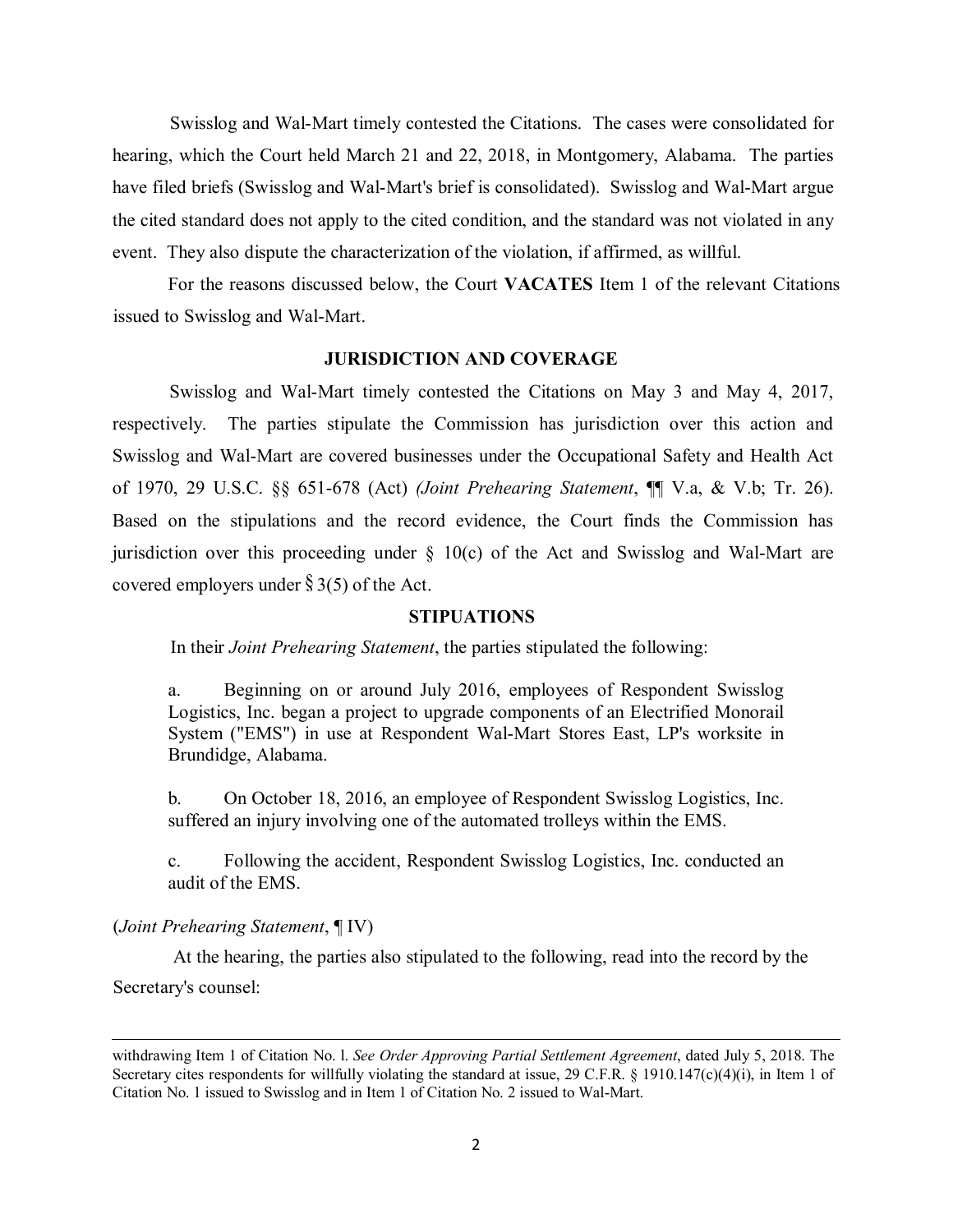Swisslog and Wal-Mart timely contested the Citations. The cases were consolidated for hearing, which the Court held March 21 and 22, 2018, in Montgomery, Alabama. The parties have filed briefs (Swisslog and Wal-Mart's brief is consolidated). Swisslog and Wal-Mart argue the cited standard does not apply to the cited condition, and the standard was not violated in any event. They also dispute the characterization of the violation, if affirmed, as willful.

For the reasons discussed below, the Court **VACATES** Item 1 of the relevant Citations issued to Swisslog and Wal-Mart.

## JURISDICTION AND COVERAGE

Swisslog and Wal-Mart timely contested the Citations on May 3 and May 4, 2017, respectively. The parties stipulate the Commission has jurisdiction over this action and Swisslog and Wal-Mart are covered businesses under the Occupational Safety and Health Act of 1970, 29 U.S.C. §§ 651-678 (Act) *(Joint Prehearing Statement*, ¶¶ V.a, & V.b; Tr. 26). Based on the stipulations and the record evidence, the Court finds the Commission has jurisdiction over this proceeding under § 10(c) of the Act and Swisslog and Wal-Mart are covered employers under § 3(5) of the Act.

## STIPUATIONS

In their *Joint Prehearing Statement*, the parties stipulated the following:

> a. Beginning on or around July 2016, employees of Respondent Swisslog Logistics, Inc. began a project to upgrade components of an Electrified Monorail System ("EMS") in use at Respondent Wal-Mart Stores East, LP's worksite in Brundidge, Alabama.
>
> b. On October 18, 2016, an employee of Respondent Swisslog Logistics, Inc. suffered an injury involving one of the automated trolleys within the EMS.
>
> c. Following the accident, Respondent Swisslog Logistics, Inc. conducted an audit of the EMS.

(*Joint Prehearing Statement*, ¶ IV)

At the hearing, the parties also stipulated to the following, read into the record by the Secretary's counsel:

---

withdrawing Item 1 of Citation No. l. *See Order Approving Partial Settlement Agreement*, dated July 5, 2018. The Secretary cites respondents for willfully violating the standard at issue, 29 C.F.R. § 1910.147(c)(4)(i), in Item 1 of Citation No. 1 issued to Swisslog and in Item 1 of Citation No. 2 issued to Wal-Mart.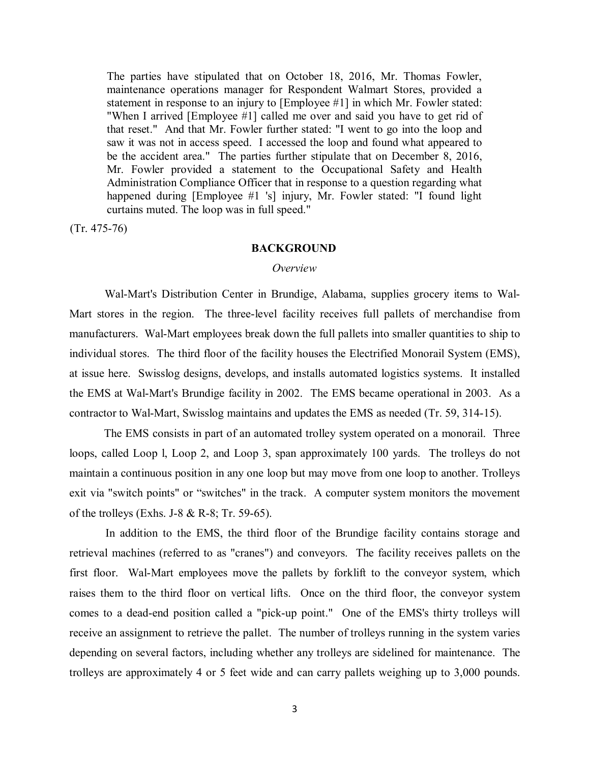> The parties have stipulated that on October 18, 2016, Mr. Thomas Fowler, maintenance operations manager for Respondent Walmart Stores, provided a statement in response to an injury to [Employee #1] in which Mr. Fowler stated: "When I arrived [Employee #1] called me over and said you have to get rid of that reset." And that Mr. Fowler further stated: "I went to go into the loop and saw it was not in access speed. I accessed the loop and found what appeared to be the accident area." The parties further stipulate that on December 8, 2016, Mr. Fowler provided a statement to the Occupational Safety and Health Administration Compliance Officer that in response to a question regarding what happened during [Employee #1 's] injury, Mr. Fowler stated: "I found light curtains muted. The loop was in full speed."

(Tr. 475-76)

## BACKGROUND

### *Overview*

Wal-Mart's Distribution Center in Brundige, Alabama, supplies grocery items to Wal-Mart stores in the region. The three-level facility receives full pallets of merchandise from manufacturers. Wal-Mart employees break down the full pallets into smaller quantities to ship to individual stores. The third floor of the facility houses the Electrified Monorail System (EMS), at issue here. Swisslog designs, develops, and installs automated logistics systems. It installed the EMS at Wal-Mart's Brundige facility in 2002. The EMS became operational in 2003. As a contractor to Wal-Mart, Swisslog maintains and updates the EMS as needed (Tr. 59, 314-15).

The EMS consists in part of an automated trolley system operated on a monorail. Three loops, called Loop l, Loop 2, and Loop 3, span approximately 100 yards. The trolleys do not maintain a continuous position in any one loop but may move from one loop to another. Trolleys exit via "switch points" or "switches" in the track. A computer system monitors the movement of the trolleys (Exhs. J-8 & R-8; Tr. 59-65).

In addition to the EMS, the third floor of the Brundige facility contains storage and retrieval machines (referred to as "cranes") and conveyors. The facility receives pallets on the first floor. Wal-Mart employees move the pallets by forklift to the conveyor system, which raises them to the third floor on vertical lifts. Once on the third floor, the conveyor system comes to a dead-end position called a "pick-up point." One of the EMS's thirty trolleys will receive an assignment to retrieve the pallet. The number of trolleys running in the system varies depending on several factors, including whether any trolleys are sidelined for maintenance. The trolleys are approximately 4 or 5 feet wide and can carry pallets weighing up to 3,000 pounds.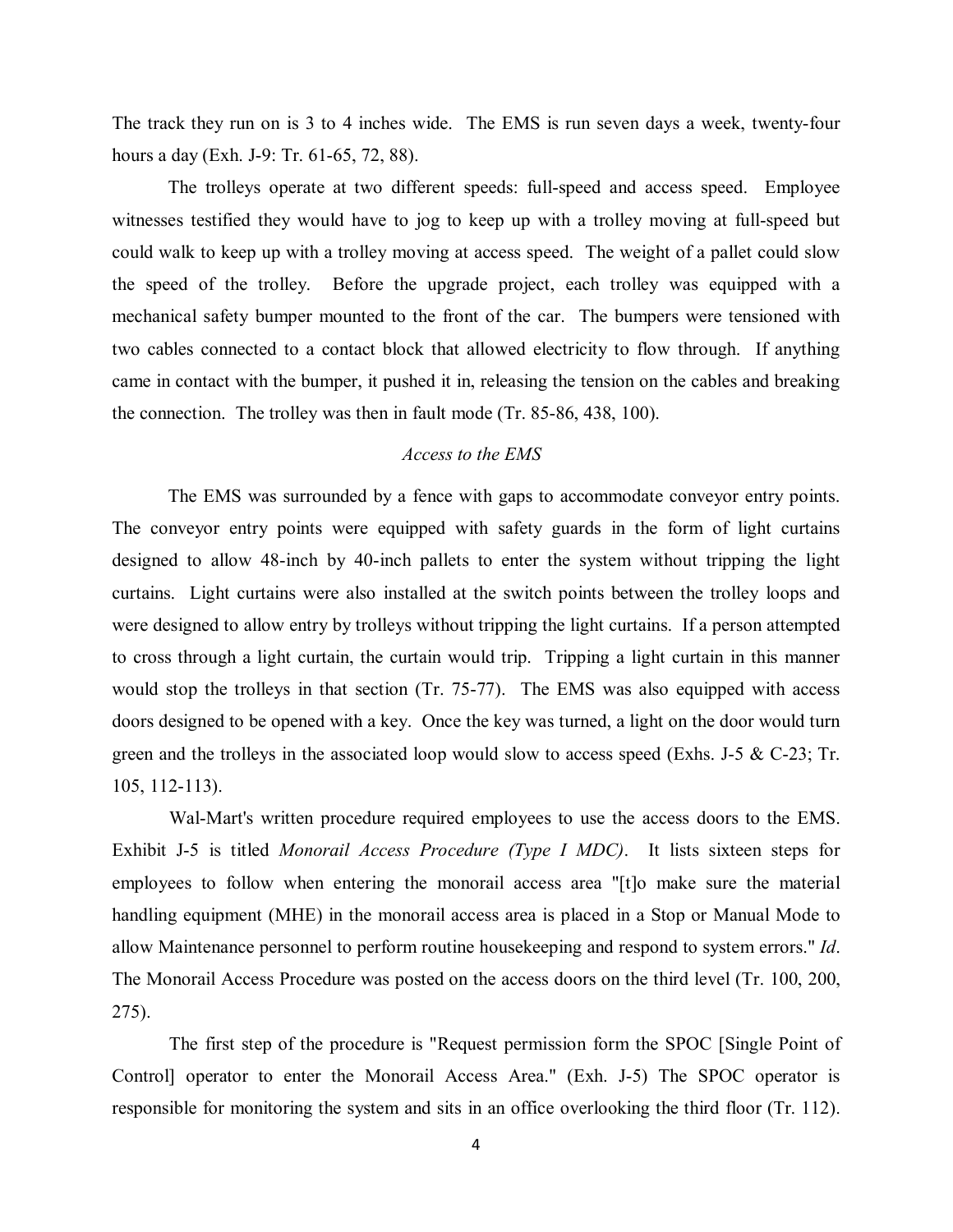The track they run on is 3 to 4 inches wide. The EMS is run seven days a week, twenty-four hours a day (Exh. J-9: Tr. 61-65, 72, 88).

The trolleys operate at two different speeds: full-speed and access speed. Employee witnesses testified they would have to jog to keep up with a trolley moving at full-speed but could walk to keep up with a trolley moving at access speed. The weight of a pallet could slow the speed of the trolley. Before the upgrade project, each trolley was equipped with a mechanical safety bumper mounted to the front of the car. The bumpers were tensioned with two cables connected to a contact block that allowed electricity to flow through. If anything came in contact with the bumper, it pushed it in, releasing the tension on the cables and breaking the connection. The trolley was then in fault mode (Tr. 85-86, 438, 100).

*Access to the EMS*

The EMS was surrounded by a fence with gaps to accommodate conveyor entry points. The conveyor entry points were equipped with safety guards in the form of light curtains designed to allow 48-inch by 40-inch pallets to enter the system without tripping the light curtains. Light curtains were also installed at the switch points between the trolley loops and were designed to allow entry by trolleys without tripping the light curtains. If a person attempted to cross through a light curtain, the curtain would trip. Tripping a light curtain in this manner would stop the trolleys in that section (Tr. 75-77). The EMS was also equipped with access doors designed to be opened with a key. Once the key was turned, a light on the door would turn green and the trolleys in the associated loop would slow to access speed (Exhs. J-5 & C-23; Tr. 105, 112-113).

Wal-Mart's written procedure required employees to use the access doors to the EMS. Exhibit J-5 is titled *Monorail Access Procedure (Type I MDC)*. It lists sixteen steps for employees to follow when entering the monorail access area "[t]o make sure the material handling equipment (MHE) in the monorail access area is placed in a Stop or Manual Mode to allow Maintenance personnel to perform routine housekeeping and respond to system errors." *Id*. The Monorail Access Procedure was posted on the access doors on the third level (Tr. 100, 200, 275).

The first step of the procedure is "Request permission form the SPOC [Single Point of Control] operator to enter the Monorail Access Area." (Exh. J-5) The SPOC operator is responsible for monitoring the system and sits in an office overlooking the third floor (Tr. 112).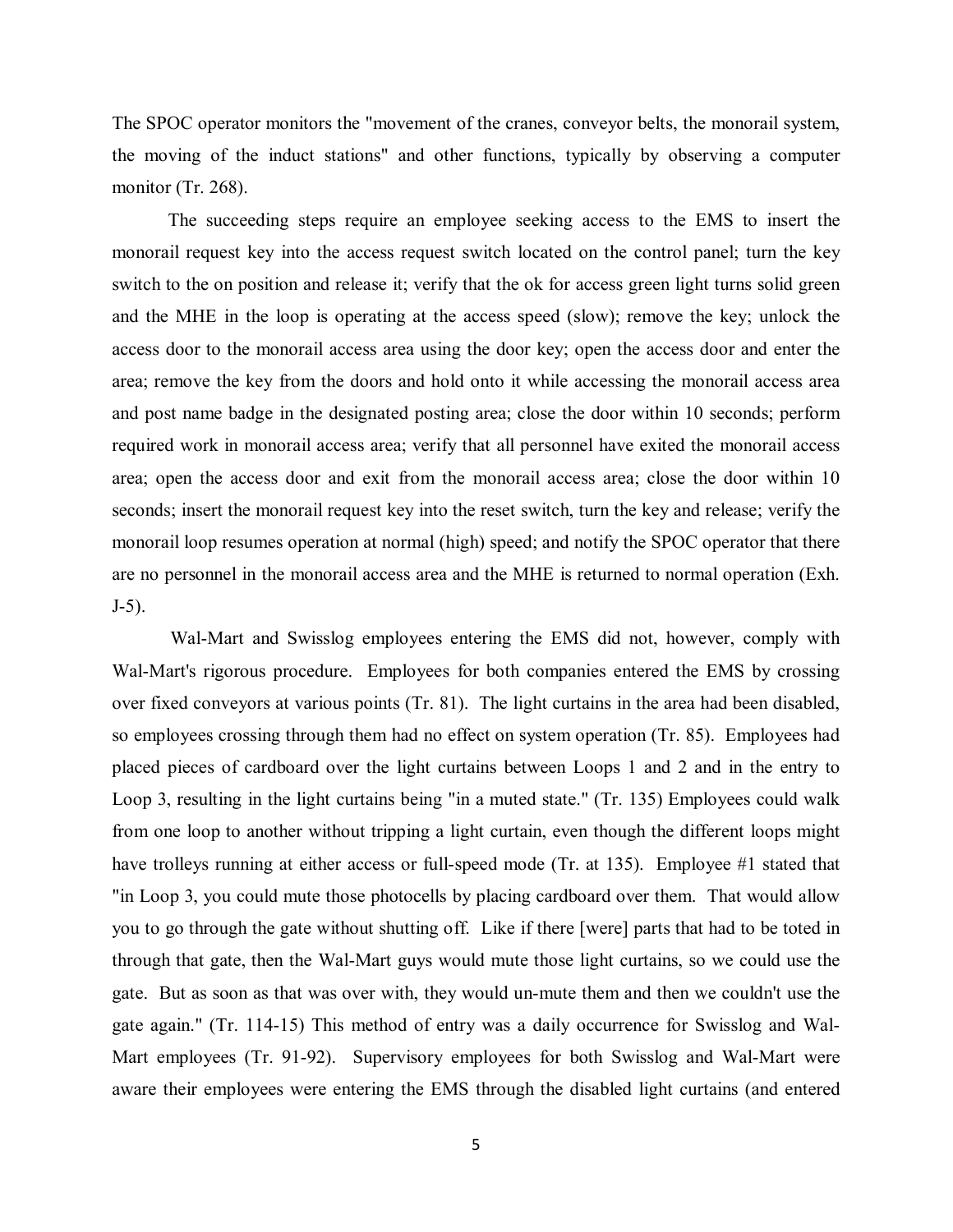The SPOC operator monitors the "movement of the cranes, conveyor belts, the monorail system, the moving of the induct stations" and other functions, typically by observing a computer monitor (Tr. 268).

The succeeding steps require an employee seeking access to the EMS to insert the monorail request key into the access request switch located on the control panel; turn the key switch to the on position and release it; verify that the ok for access green light turns solid green and the MHE in the loop is operating at the access speed (slow); remove the key; unlock the access door to the monorail access area using the door key; open the access door and enter the area; remove the key from the doors and hold onto it while accessing the monorail access area and post name badge in the designated posting area; close the door within 10 seconds; perform required work in monorail access area; verify that all personnel have exited the monorail access area; open the access door and exit from the monorail access area; close the door within 10 seconds; insert the monorail request key into the reset switch, turn the key and release; verify the monorail loop resumes operation at normal (high) speed; and notify the SPOC operator that there are no personnel in the monorail access area and the MHE is returned to normal operation (Exh. J-5).

Wal-Mart and Swisslog employees entering the EMS did not, however, comply with Wal-Mart's rigorous procedure. Employees for both companies entered the EMS by crossing over fixed conveyors at various points (Tr. 81). The light curtains in the area had been disabled, so employees crossing through them had no effect on system operation (Tr. 85). Employees had placed pieces of cardboard over the light curtains between Loops 1 and 2 and in the entry to Loop 3, resulting in the light curtains being "in a muted state." (Tr. 135) Employees could walk from one loop to another without tripping a light curtain, even though the different loops might have trolleys running at either access or full-speed mode (Tr. at 135). Employee #1 stated that "in Loop 3, you could mute those photocells by placing cardboard over them. That would allow you to go through the gate without shutting off. Like if there [were] parts that had to be toted in through that gate, then the Wal-Mart guys would mute those light curtains, so we could use the gate. But as soon as that was over with, they would un-mute them and then we couldn't use the gate again." (Tr. 114-15) This method of entry was a daily occurrence for Swisslog and Wal-Mart employees (Tr. 91-92). Supervisory employees for both Swisslog and Wal-Mart were aware their employees were entering the EMS through the disabled light curtains (and entered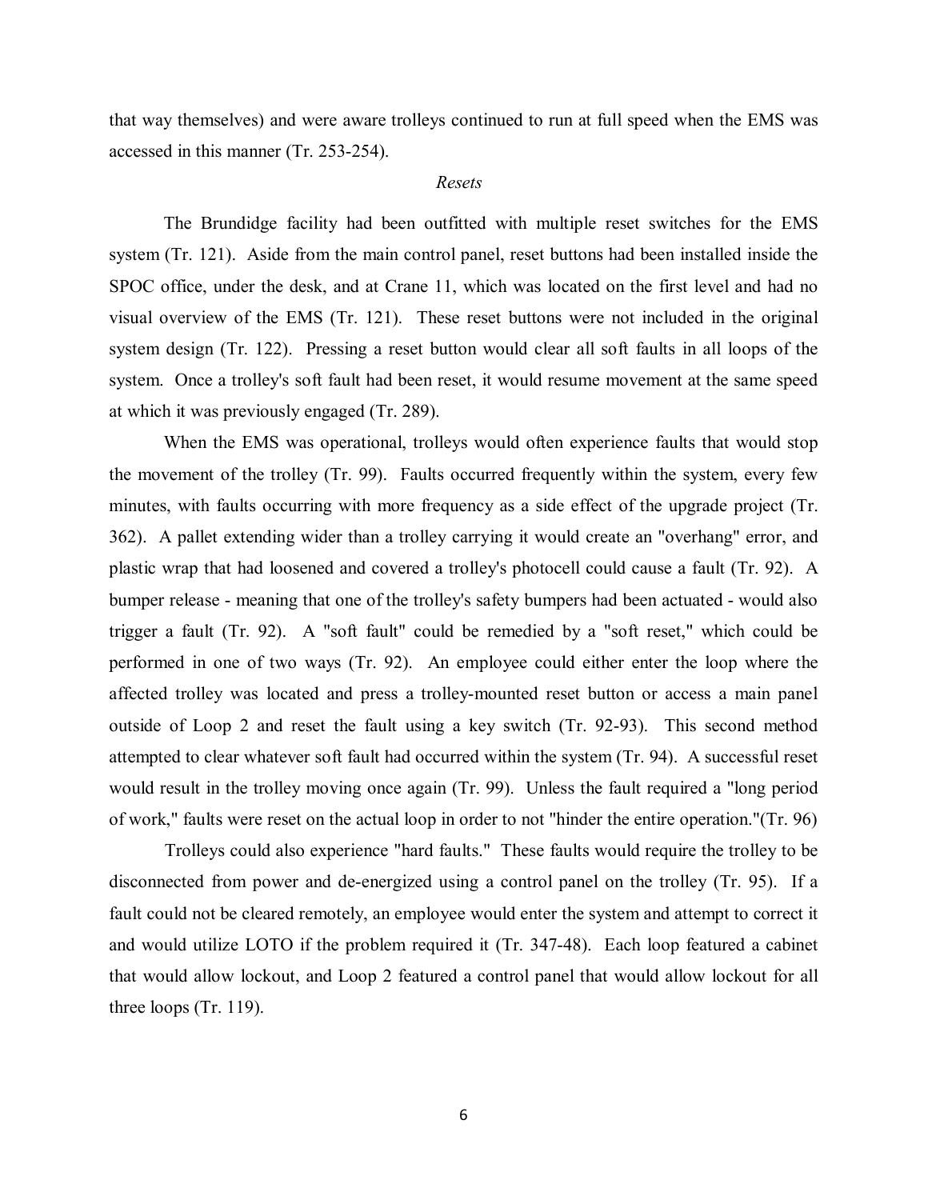that way themselves) and were aware trolleys continued to run at full speed when the EMS was accessed in this manner (Tr. 253-254).

*Resets*

The Brundidge facility had been outfitted with multiple reset switches for the EMS system (Tr. 121). Aside from the main control panel, reset buttons had been installed inside the SPOC office, under the desk, and at Crane 11, which was located on the first level and had no visual overview of the EMS (Tr. 121). These reset buttons were not included in the original system design (Tr. 122). Pressing a reset button would clear all soft faults in all loops of the system. Once a trolley's soft fault had been reset, it would resume movement at the same speed at which it was previously engaged (Tr. 289).

When the EMS was operational, trolleys would often experience faults that would stop the movement of the trolley (Tr. 99). Faults occurred frequently within the system, every few minutes, with faults occurring with more frequency as a side effect of the upgrade project (Tr. 362). A pallet extending wider than a trolley carrying it would create an "overhang" error, and plastic wrap that had loosened and covered a trolley's photocell could cause a fault (Tr. 92). A bumper release - meaning that one of the trolley's safety bumpers had been actuated - would also trigger a fault (Tr. 92). A "soft fault" could be remedied by a "soft reset," which could be performed in one of two ways (Tr. 92). An employee could either enter the loop where the affected trolley was located and press a trolley-mounted reset button or access a main panel outside of Loop 2 and reset the fault using a key switch (Tr. 92-93). This second method attempted to clear whatever soft fault had occurred within the system (Tr. 94). A successful reset would result in the trolley moving once again (Tr. 99). Unless the fault required a "long period of work," faults were reset on the actual loop in order to not "hinder the entire operation."(Tr. 96)

Trolleys could also experience "hard faults." These faults would require the trolley to be disconnected from power and de-energized using a control panel on the trolley (Tr. 95). If a fault could not be cleared remotely, an employee would enter the system and attempt to correct it and would utilize LOTO if the problem required it (Tr. 347-48). Each loop featured a cabinet that would allow lockout, and Loop 2 featured a control panel that would allow lockout for all three loops (Tr. 119).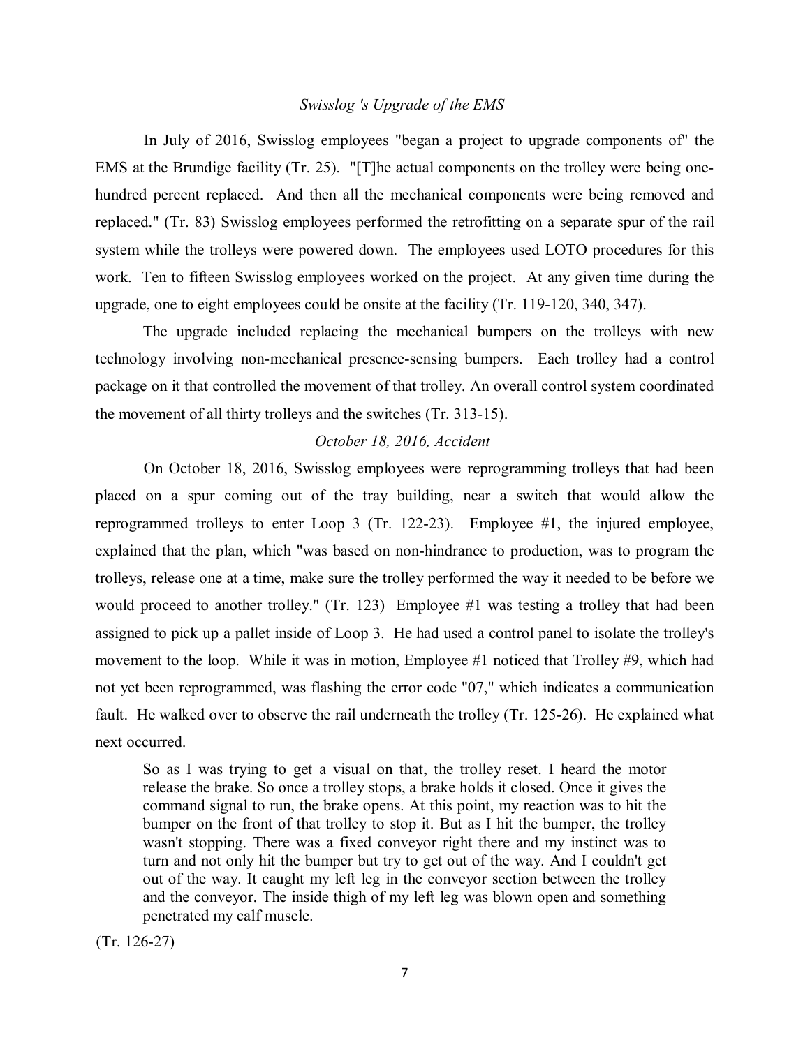*Swisslog 's Upgrade of the EMS*

In July of 2016, Swisslog employees "began a project to upgrade components of" the EMS at the Brundige facility (Tr. 25). "[T]he actual components on the trolley were being one-hundred percent replaced. And then all the mechanical components were being removed and replaced." (Tr. 83) Swisslog employees performed the retrofitting on a separate spur of the rail system while the trolleys were powered down. The employees used LOTO procedures for this work. Ten to fifteen Swisslog employees worked on the project. At any given time during the upgrade, one to eight employees could be onsite at the facility (Tr. 119-120, 340, 347).

The upgrade included replacing the mechanical bumpers on the trolleys with new technology involving non-mechanical presence-sensing bumpers. Each trolley had a control package on it that controlled the movement of that trolley. An overall control system coordinated the movement of all thirty trolleys and the switches (Tr. 313-15).

*October 18, 2016, Accident*

On October 18, 2016, Swisslog employees were reprogramming trolleys that had been placed on a spur coming out of the tray building, near a switch that would allow the reprogrammed trolleys to enter Loop 3 (Tr. 122-23). Employee #1, the injured employee, explained that the plan, which "was based on non-hindrance to production, was to program the trolleys, release one at a time, make sure the trolley performed the way it needed to be before we would proceed to another trolley." (Tr. 123) Employee #1 was testing a trolley that had been assigned to pick up a pallet inside of Loop 3. He had used a control panel to isolate the trolley's movement to the loop. While it was in motion, Employee #1 noticed that Trolley #9, which had not yet been reprogrammed, was flashing the error code "07," which indicates a communication fault. He walked over to observe the rail underneath the trolley (Tr. 125-26). He explained what next occurred.

> So as I was trying to get a visual on that, the trolley reset. I heard the motor release the brake. So once a trolley stops, a brake holds it closed. Once it gives the command signal to run, the brake opens. At this point, my reaction was to hit the bumper on the front of that trolley to stop it. But as I hit the bumper, the trolley wasn't stopping. There was a fixed conveyor right there and my instinct was to turn and not only hit the bumper but try to get out of the way. And I couldn't get out of the way. It caught my left leg in the conveyor section between the trolley and the conveyor. The inside thigh of my left leg was blown open and something penetrated my calf muscle.

(Tr. 126-27)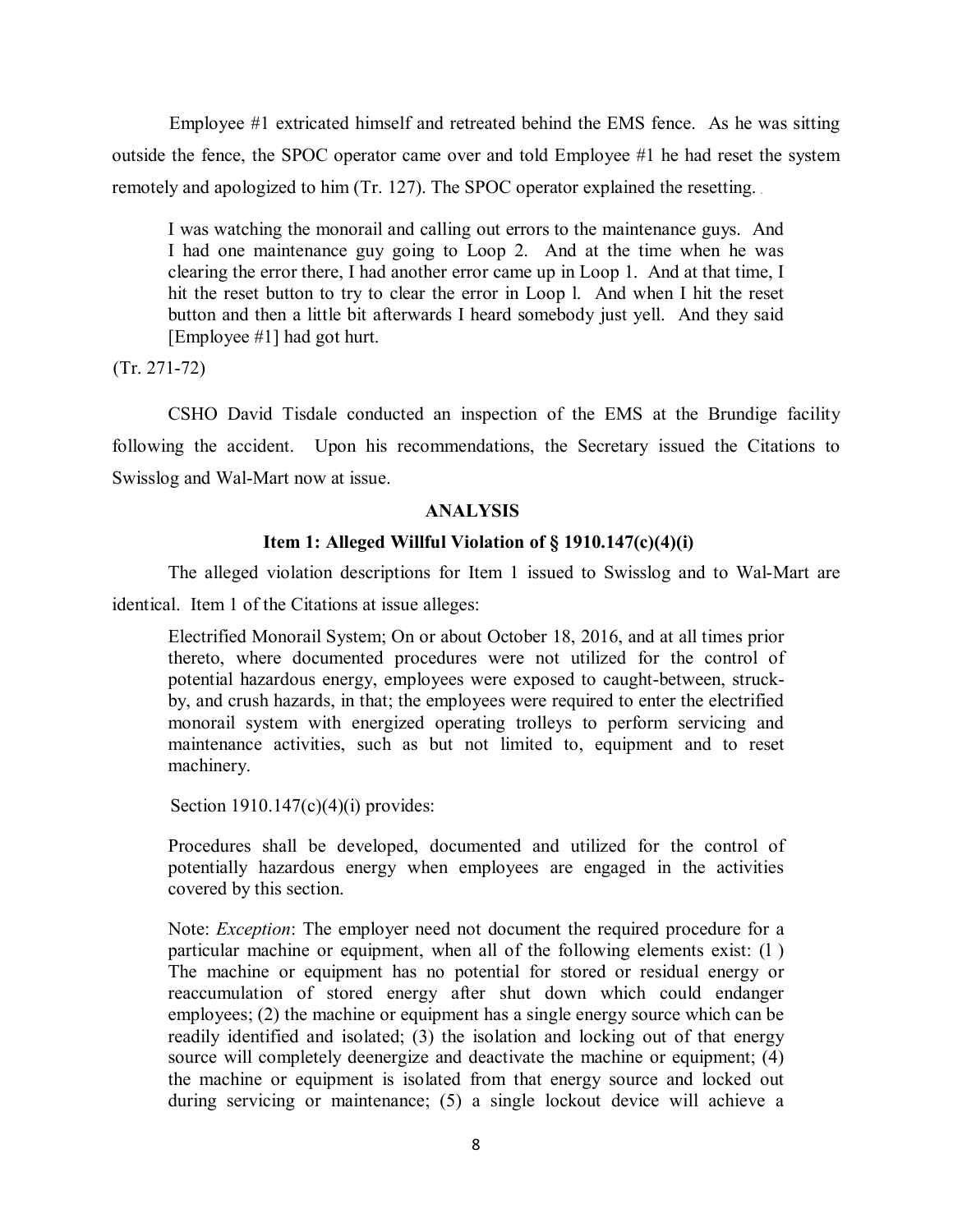Employee #1 extricated himself and retreated behind the EMS fence. As he was sitting outside the fence, the SPOC operator came over and told Employee #1 he had reset the system remotely and apologized to him (Tr. 127). The SPOC operator explained the resetting.

> I was watching the monorail and calling out errors to the maintenance guys. And I had one maintenance guy going to Loop 2. And at the time when he was clearing the error there, I had another error came up in Loop 1. And at that time, I hit the reset button to try to clear the error in Loop l. And when I hit the reset button and then a little bit afterwards I heard somebody just yell. And they said [Employee #1] had got hurt.

(Tr. 271-72)

CSHO David Tisdale conducted an inspection of the EMS at the Brundige facility following the accident. Upon his recommendations, the Secretary issued the Citations to Swisslog and Wal-Mart now at issue.

## ANALYSIS

### Item 1: Alleged Willful Violation of § 1910.147(c)(4)(i)

The alleged violation descriptions for Item 1 issued to Swisslog and to Wal-Mart are identical. Item 1 of the Citations at issue alleges:

> Electrified Monorail System; On or about October 18, 2016, and at all times prior thereto, where documented procedures were not utilized for the control of potential hazardous energy, employees were exposed to caught-between, struck-by, and crush hazards, in that; the employees were required to enter the electrified monorail system with energized operating trolleys to perform servicing and maintenance activities, such as but not limited to, equipment and to reset machinery.

Section 1910.147(c)(4)(i) provides:

> Procedures shall be developed, documented and utilized for the control of potentially hazardous energy when employees are engaged in the activities covered by this section.
>
> Note: *Exception*: The employer need not document the required procedure for a particular machine or equipment, when all of the following elements exist: (1 ) The machine or equipment has no potential for stored or residual energy or reaccumulation of stored energy after shut down which could endanger employees; (2) the machine or equipment has a single energy source which can be readily identified and isolated; (3) the isolation and locking out of that energy source will completely deenergize and deactivate the machine or equipment; (4) the machine or equipment is isolated from that energy source and locked out during servicing or maintenance; (5) a single lockout device will achieve a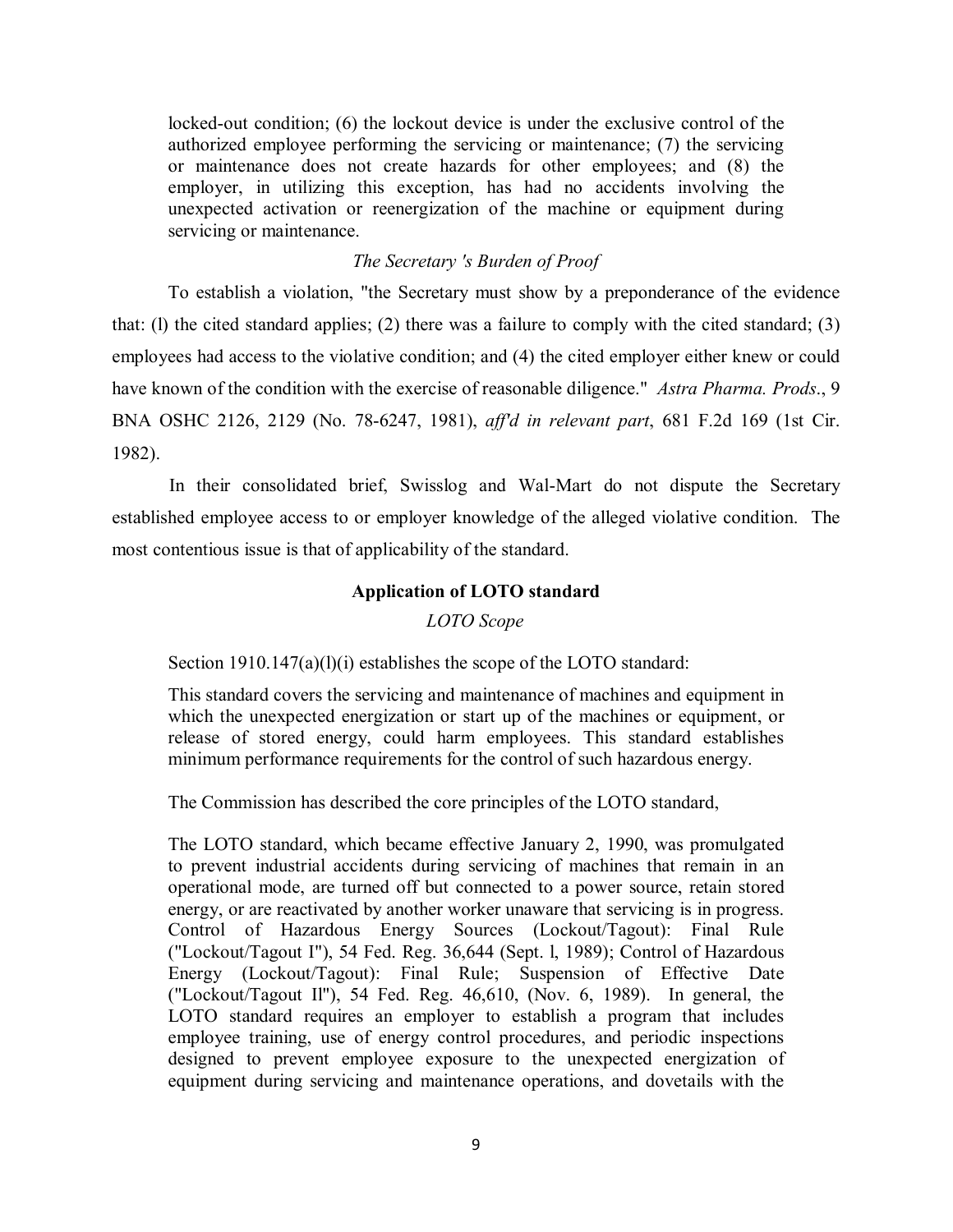locked-out condition; (6) the lockout device is under the exclusive control of the authorized employee performing the servicing or maintenance; (7) the servicing or maintenance does not create hazards for other employees; and (8) the employer, in utilizing this exception, has had no accidents involving the unexpected activation or reenergization of the machine or equipment during servicing or maintenance.

*The Secretary 's Burden of Proof*

To establish a violation, "the Secretary must show by a preponderance of the evidence that: (l) the cited standard applies; (2) there was a failure to comply with the cited standard; (3) employees had access to the violative condition; and (4) the cited employer either knew or could have known of the condition with the exercise of reasonable diligence." *Astra Pharma. Prods*., 9 BNA OSHC 2126, 2129 (No. 78-6247, 1981), *aff'd in relevant part*, 681 F.2d 169 (1st Cir. 1982).

In their consolidated brief, Swisslog and Wal-Mart do not dispute the Secretary established employee access to or employer knowledge of the alleged violative condition. The most contentious issue is that of applicability of the standard.

**Application of LOTO standard**

*LOTO Scope*

Section 1910.147(a)(l)(i) establishes the scope of the LOTO standard:

> This standard covers the servicing and maintenance of machines and equipment in which the unexpected energization or start up of the machines or equipment, or release of stored energy, could harm employees. This standard establishes minimum performance requirements for the control of such hazardous energy.

The Commission has described the core principles of the LOTO standard,

> The LOTO standard, which became effective January 2, 1990, was promulgated to prevent industrial accidents during servicing of machines that remain in an operational mode, are turned off but connected to a power source, retain stored energy, or are reactivated by another worker unaware that servicing is in progress. Control of Hazardous Energy Sources (Lockout/Tagout): Final Rule ("Lockout/Tagout I"), 54 Fed. Reg. 36,644 (Sept. l, 1989); Control of Hazardous Energy (Lockout/Tagout): Final Rule; Suspension of Effective Date ("Lockout/Tagout Il"), 54 Fed. Reg. 46,610, (Nov. 6, 1989). In general, the LOTO standard requires an employer to establish a program that includes employee training, use of energy control procedures, and periodic inspections designed to prevent employee exposure to the unexpected energization of equipment during servicing and maintenance operations, and dovetails with the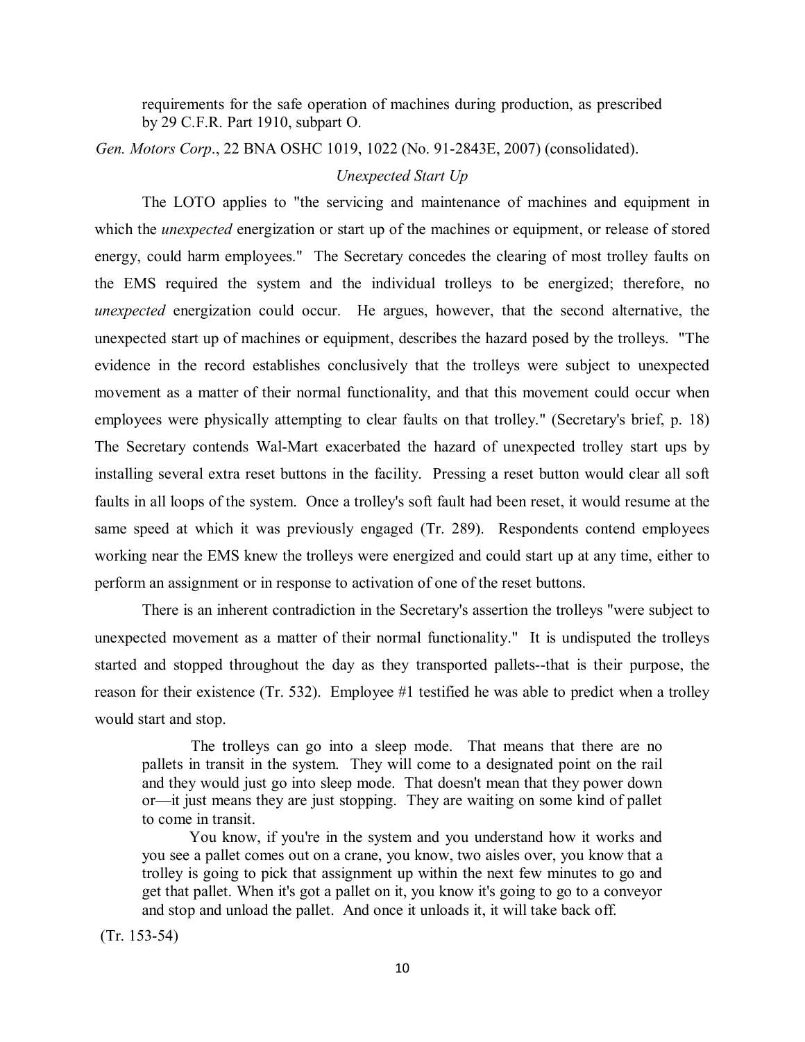> requirements for the safe operation of machines during production, as prescribed by 29 C.F.R. Part 1910, subpart O.

*Gen. Motors Corp*., 22 BNA OSHC 1019, 1022 (No. 91-2843E, 2007) (consolidated).

*Unexpected Start Up*

The LOTO applies to "the servicing and maintenance of machines and equipment in which the *unexpected* energization or start up of the machines or equipment, or release of stored energy, could harm employees." The Secretary concedes the clearing of most trolley faults on the EMS required the system and the individual trolleys to be energized; therefore, no *unexpected* energization could occur. He argues, however, that the second alternative, the unexpected start up of machines or equipment, describes the hazard posed by the trolleys. "The evidence in the record establishes conclusively that the trolleys were subject to unexpected movement as a matter of their normal functionality, and that this movement could occur when employees were physically attempting to clear faults on that trolley." (Secretary's brief, p. 18) The Secretary contends Wal-Mart exacerbated the hazard of unexpected trolley start ups by installing several extra reset buttons in the facility. Pressing a reset button would clear all soft faults in all loops of the system. Once a trolley's soft fault had been reset, it would resume at the same speed at which it was previously engaged (Tr. 289). Respondents contend employees working near the EMS knew the trolleys were energized and could start up at any time, either to perform an assignment or in response to activation of one of the reset buttons.

There is an inherent contradiction in the Secretary's assertion the trolleys "were subject to unexpected movement as a matter of their normal functionality." It is undisputed the trolleys started and stopped throughout the day as they transported pallets--that is their purpose, the reason for their existence (Tr. 532). Employee #1 testified he was able to predict when a trolley would start and stop.

> The trolleys can go into a sleep mode. That means that there are no pallets in transit in the system. They will come to a designated point on the rail and they would just go into sleep mode. That doesn't mean that they power down or—it just means they are just stopping. They are waiting on some kind of pallet to come in transit.
>
> You know, if you're in the system and you understand how it works and you see a pallet comes out on a crane, you know, two aisles over, you know that a trolley is going to pick that assignment up within the next few minutes to go and get that pallet. When it's got a pallet on it, you know it's going to go to a conveyor and stop and unload the pallet. And once it unloads it, it will take back off.

(Tr. 153-54)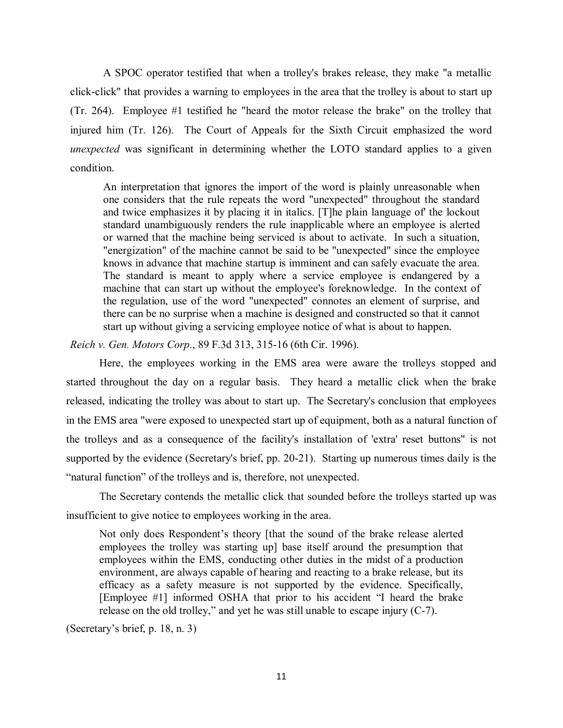A SPOC operator testified that when a trolley's brakes release, they make "a metallic click-click" that provides a warning to employees in the area that the trolley is about to start up (Tr. 264). Employee #1 testified he "heard the motor release the brake" on the trolley that injured him (Tr. 126). The Court of Appeals for the Sixth Circuit emphasized the word *unexpected* was significant in determining whether the LOTO standard applies to a given condition.

> An interpretation that ignores the import of the word is plainly unreasonable when one considers that the rule repeats the word "unexpected" throughout the standard and twice emphasizes it by placing it in italics. [T]he plain language of' the lockout standard unambiguously renders the rule inapplicable where an employee is alerted or warned that the machine being serviced is about to activate. In such a situation, "energization" of the machine cannot be said to be "unexpected" since the employee knows in advance that machine startup is imminent and can safely evacuate the area. The standard is meant to apply where a service employee is endangered by a machine that can start up without the employee's foreknowledge. In the context of the regulation, use of the word "unexpected" connotes an element of surprise, and there can be no surprise when a machine is designed and constructed so that it cannot start up without giving a servicing employee notice of what is about to happen.

*Reich v. Gen. Motors Corp*., 89 F.3d 313, 315-16 (6th Cir. 1996).

Here, the employees working in the EMS area were aware the trolleys stopped and started throughout the day on a regular basis. They heard a metallic click when the brake released, indicating the trolley was about to start up. The Secretary's conclusion that employees in the EMS area "were exposed to unexpected start up of equipment, both as a natural function of the trolleys and as a consequence of the facility's installation of 'extra' reset buttons" is not supported by the evidence (Secretary's brief, pp. 20-21). Starting up numerous times daily is the "natural function" of the trolleys and is, therefore, not unexpected.

The Secretary contends the metallic click that sounded before the trolleys started up was insufficient to give notice to employees working in the area.

> Not only does Respondent's theory [that the sound of the brake release alerted employees the trolley was starting up] base itself around the presumption that employees within the EMS, conducting other duties in the midst of a production environment, are always capable of hearing and reacting to a brake release, but its efficacy as a safety measure is not supported by the evidence. Specifically, [Employee #1] informed OSHA that prior to his accident "I heard the brake release on the old trolley," and yet he was still unable to escape injury (C-7).

(Secretary's brief, p. 18, n. 3)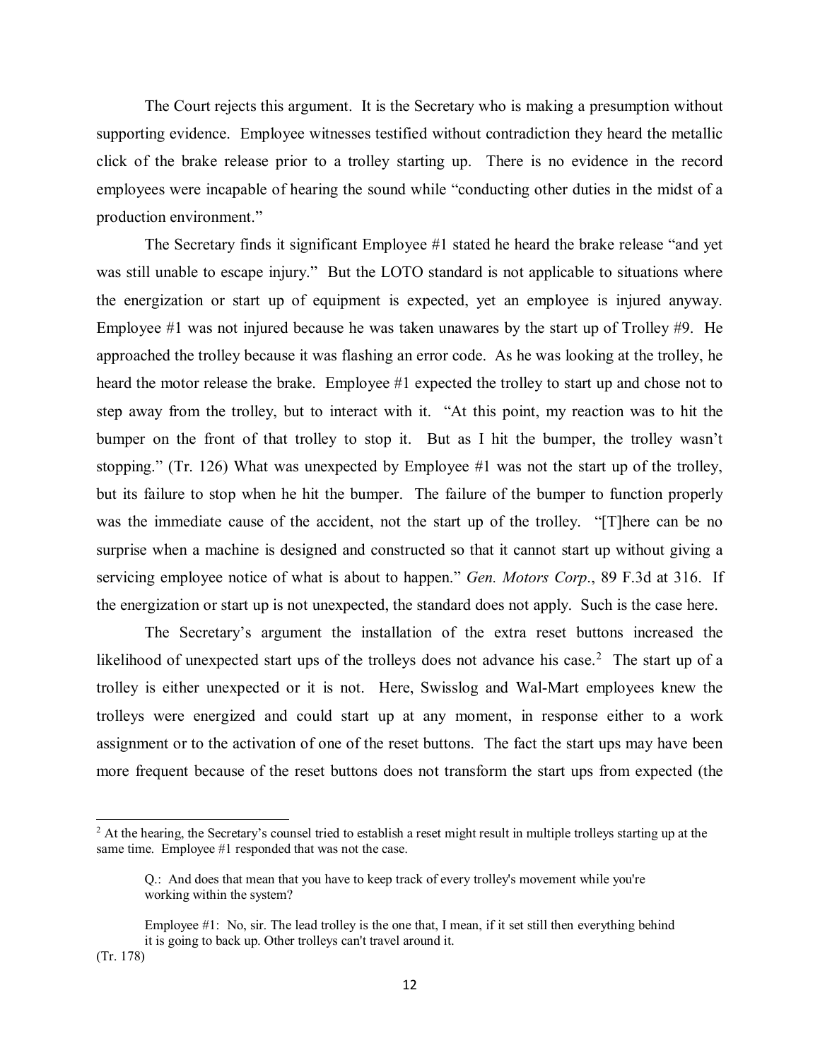The Court rejects this argument. It is the Secretary who is making a presumption without supporting evidence. Employee witnesses testified without contradiction they heard the metallic click of the brake release prior to a trolley starting up. There is no evidence in the record employees were incapable of hearing the sound while "conducting other duties in the midst of a production environment."

The Secretary finds it significant Employee #1 stated he heard the brake release "and yet was still unable to escape injury." But the LOTO standard is not applicable to situations where the energization or start up of equipment is expected, yet an employee is injured anyway. Employee #1 was not injured because he was taken unawares by the start up of Trolley #9. He approached the trolley because it was flashing an error code. As he was looking at the trolley, he heard the motor release the brake. Employee #1 expected the trolley to start up and chose not to step away from the trolley, but to interact with it. "At this point, my reaction was to hit the bumper on the front of that trolley to stop it. But as I hit the bumper, the trolley wasn't stopping." (Tr. 126) What was unexpected by Employee #1 was not the start up of the trolley, but its failure to stop when he hit the bumper. The failure of the bumper to function properly was the immediate cause of the accident, not the start up of the trolley. "[T]here can be no surprise when a machine is designed and constructed so that it cannot start up without giving a servicing employee notice of what is about to happen." *Gen. Motors Corp*., 89 F.3d at 316. If the energization or start up is not unexpected, the standard does not apply. Such is the case here.

The Secretary's argument the installation of the extra reset buttons increased the likelihood of unexpected start ups of the trolleys does not advance his case.[2] The start up of a trolley is either unexpected or it is not. Here, Swisslog and Wal-Mart employees knew the trolleys were energized and could start up at any moment, in response either to a work assignment or to the activation of one of the reset buttons. The fact the start ups may have been more frequent because of the reset buttons does not transform the start ups from expected (the

---

[2] At the hearing, the Secretary's counsel tried to establish a reset might result in multiple trolleys starting up at the same time. Employee #1 responded that was not the case.

> Q.: And does that mean that you have to keep track of every trolley's movement while you're working within the system?
>
> Employee #1: No, sir. The lead trolley is the one that, I mean, if it set still then everything behind it is going to back up. Other trolleys can't travel around it.

(Tr. 178)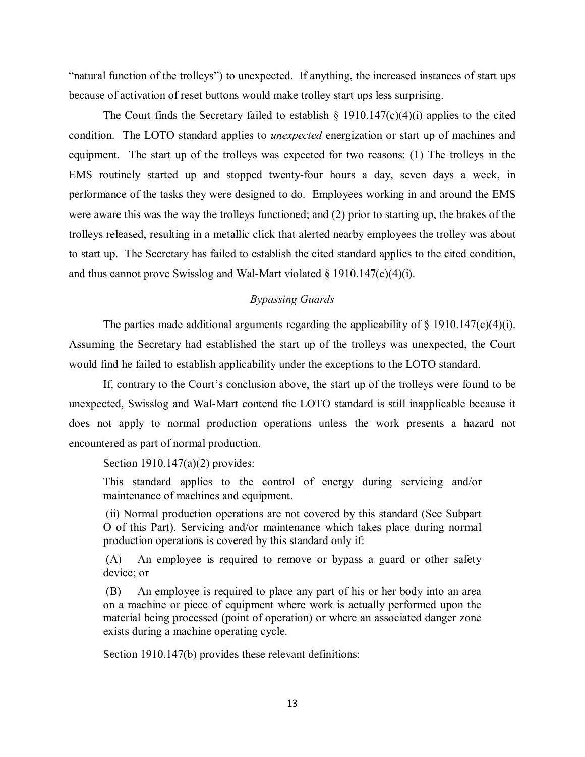"natural function of the trolleys") to unexpected. If anything, the increased instances of start ups because of activation of reset buttons would make trolley start ups less surprising.

The Court finds the Secretary failed to establish § 1910.147(c)(4)(i) applies to the cited condition. The LOTO standard applies to *unexpected* energization or start up of machines and equipment. The start up of the trolleys was expected for two reasons: (1) The trolleys in the EMS routinely started up and stopped twenty-four hours a day, seven days a week, in performance of the tasks they were designed to do. Employees working in and around the EMS were aware this was the way the trolleys functioned; and (2) prior to starting up, the brakes of the trolleys released, resulting in a metallic click that alerted nearby employees the trolley was about to start up. The Secretary has failed to establish the cited standard applies to the cited condition, and thus cannot prove Swisslog and Wal-Mart violated § 1910.147(c)(4)(i).

*Bypassing Guards*

The parties made additional arguments regarding the applicability of § 1910.147(c)(4)(i). Assuming the Secretary had established the start up of the trolleys was unexpected, the Court would find he failed to establish applicability under the exceptions to the LOTO standard.

If, contrary to the Court's conclusion above, the start up of the trolleys were found to be unexpected, Swisslog and Wal-Mart contend the LOTO standard is still inapplicable because it does not apply to normal production operations unless the work presents a hazard not encountered as part of normal production.

Section 1910.147(a)(2) provides:

> This standard applies to the control of energy during servicing and/or maintenance of machines and equipment.
>
> (ii) Normal production operations are not covered by this standard (See Subpart O of this Part). Servicing and/or maintenance which takes place during normal production operations is covered by this standard only if:
>
> (A) An employee is required to remove or bypass a guard or other safety device; or
>
> (B) An employee is required to place any part of his or her body into an area on a machine or piece of equipment where work is actually performed upon the material being processed (point of operation) or where an associated danger zone exists during a machine operating cycle.

Section 1910.147(b) provides these relevant definitions: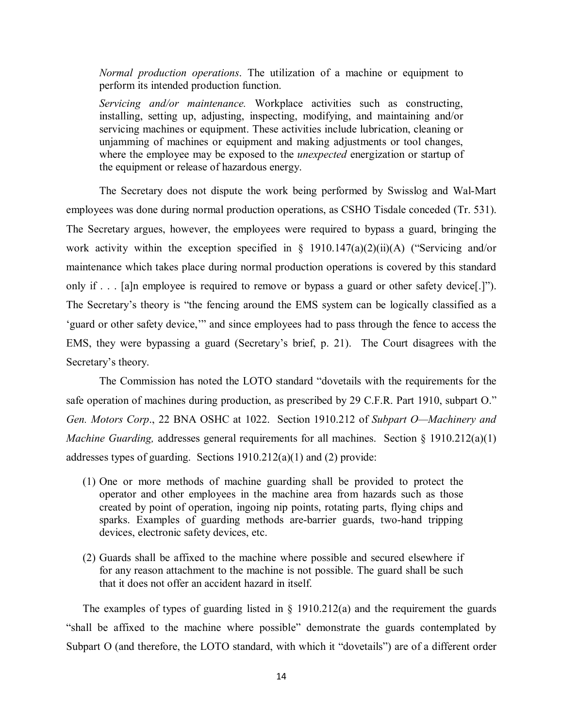> *Normal production operations*. The utilization of a machine or equipment to perform its intended production function.
>
> *Servicing and/or maintenance.* Workplace activities such as constructing, installing, setting up, adjusting, inspecting, modifying, and maintaining and/or servicing machines or equipment. These activities include lubrication, cleaning or unjamming of machines or equipment and making adjustments or tool changes, where the employee may be exposed to the *unexpected* energization or startup of the equipment or release of hazardous energy.

The Secretary does not dispute the work being performed by Swisslog and Wal-Mart employees was done during normal production operations, as CSHO Tisdale conceded (Tr. 531). The Secretary argues, however, the employees were required to bypass a guard, bringing the work activity within the exception specified in § 1910.147(a)(2)(ii)(A) ("Servicing and/or maintenance which takes place during normal production operations is covered by this standard only if . . . [a]n employee is required to remove or bypass a guard or other safety device[.]"). The Secretary's theory is "the fencing around the EMS system can be logically classified as a 'guard or other safety device,'" and since employees had to pass through the fence to access the EMS, they were bypassing a guard (Secretary's brief, p. 21). The Court disagrees with the Secretary's theory.

The Commission has noted the LOTO standard "dovetails with the requirements for the safe operation of machines during production, as prescribed by 29 C.F.R. Part 1910, subpart O." *Gen. Motors Corp*., 22 BNA OSHC at 1022. Section 1910.212 of *Subpart O—Machinery and Machine Guarding,* addresses general requirements for all machines. Section § 1910.212(a)(1) addresses types of guarding. Sections 1910.212(a)(1) and (2) provide:

> (1) One or more methods of machine guarding shall be provided to protect the operator and other employees in the machine area from hazards such as those created by point of operation, ingoing nip points, rotating parts, flying chips and sparks. Examples of guarding methods are-barrier guards, two-hand tripping devices, electronic safety devices, etc.
>
> (2) Guards shall be affixed to the machine where possible and secured elsewhere if for any reason attachment to the machine is not possible. The guard shall be such that it does not offer an accident hazard in itself.

The examples of types of guarding listed in § 1910.212(a) and the requirement the guards "shall be affixed to the machine where possible" demonstrate the guards contemplated by Subpart O (and therefore, the LOTO standard, with which it "dovetails") are of a different order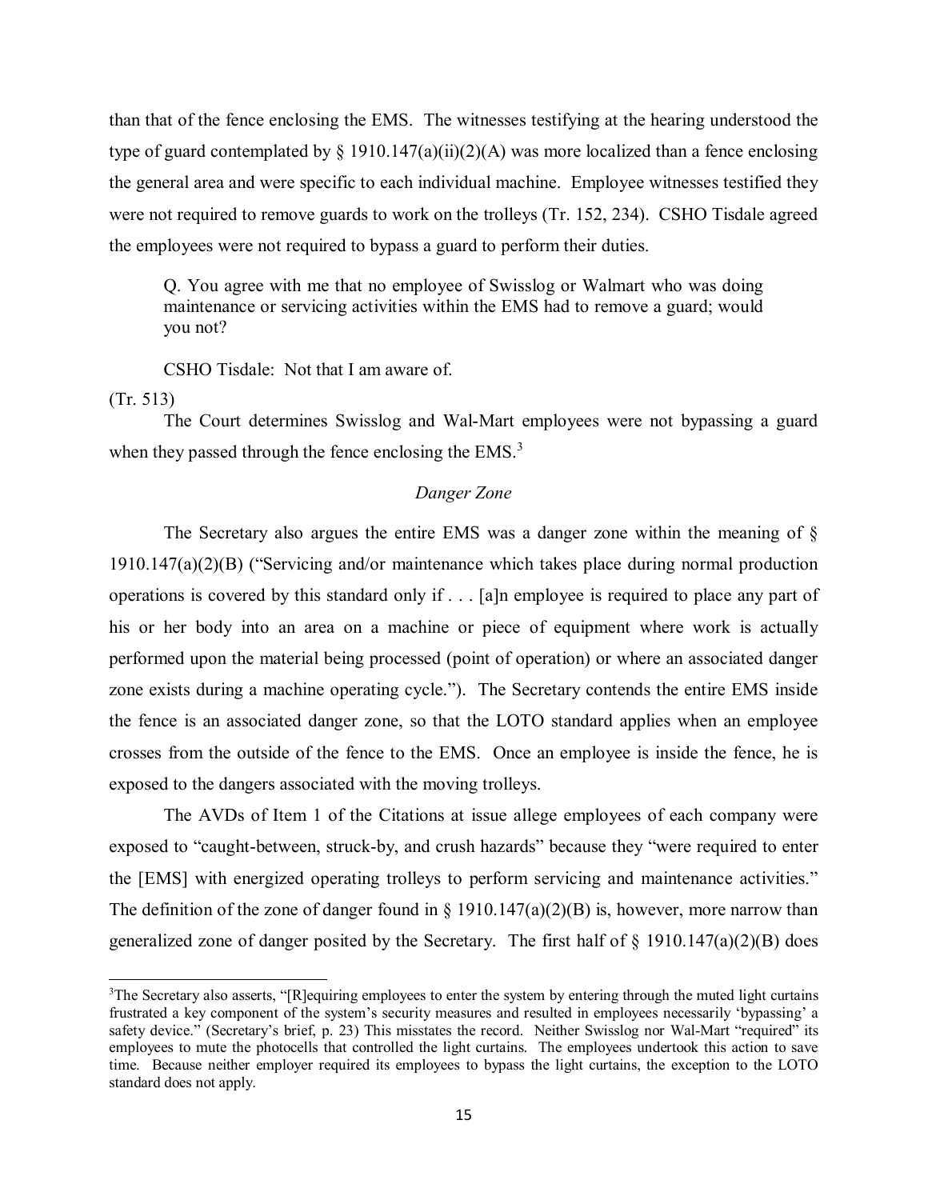than that of the fence enclosing the EMS. The witnesses testifying at the hearing understood the type of guard contemplated by § 1910.147(a)(ii)(2)(A) was more localized than a fence enclosing the general area and were specific to each individual machine. Employee witnesses testified they were not required to remove guards to work on the trolleys (Tr. 152, 234). CSHO Tisdale agreed the employees were not required to bypass a guard to perform their duties.

> Q. You agree with me that no employee of Swisslog or Walmart who was doing maintenance or servicing activities within the EMS had to remove a guard; would you not?
>
> CSHO Tisdale: Not that I am aware of.

(Tr. 513)

The Court determines Swisslog and Wal-Mart employees were not bypassing a guard when they passed through the fence enclosing the EMS.[3]

*Danger Zone*

The Secretary also argues the entire EMS was a danger zone within the meaning of § 1910.147(a)(2)(B) ("Servicing and/or maintenance which takes place during normal production operations is covered by this standard only if . . . [a]n employee is required to place any part of his or her body into an area on a machine or piece of equipment where work is actually performed upon the material being processed (point of operation) or where an associated danger zone exists during a machine operating cycle."). The Secretary contends the entire EMS inside the fence is an associated danger zone, so that the LOTO standard applies when an employee crosses from the outside of the fence to the EMS. Once an employee is inside the fence, he is exposed to the dangers associated with the moving trolleys.

The AVDs of Item 1 of the Citations at issue allege employees of each company were exposed to "caught-between, struck-by, and crush hazards" because they "were required to enter the [EMS] with energized operating trolleys to perform servicing and maintenance activities." The definition of the zone of danger found in § 1910.147(a)(2)(B) is, however, more narrow than generalized zone of danger posited by the Secretary. The first half of § 1910.147(a)(2)(B) does

---

[3]The Secretary also asserts, "[R]equiring employees to enter the system by entering through the muted light curtains frustrated a key component of the system's security measures and resulted in employees necessarily 'bypassing' a safety device." (Secretary's brief, p. 23) This misstates the record. Neither Swisslog nor Wal-Mart "required" its employees to mute the photocells that controlled the light curtains. The employees undertook this action to save time. Because neither employer required its employees to bypass the light curtains, the exception to the LOTO standard does not apply.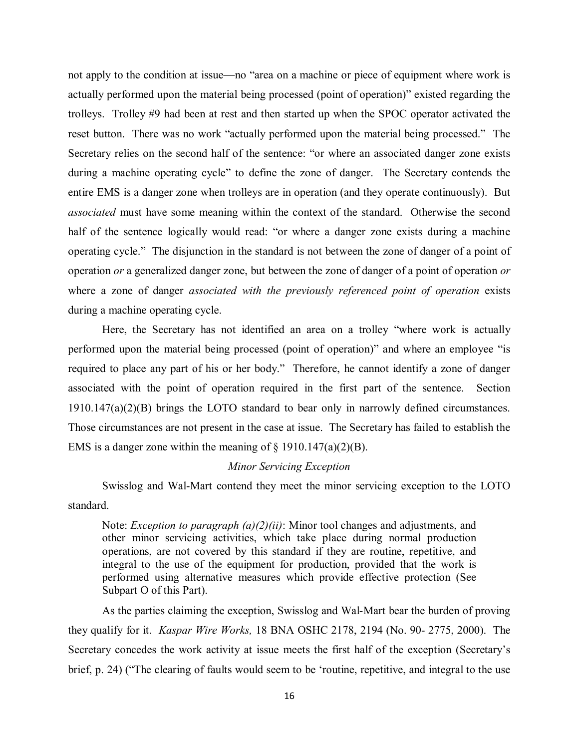not apply to the condition at issue—no "area on a machine or piece of equipment where work is actually performed upon the material being processed (point of operation)" existed regarding the trolleys. Trolley #9 had been at rest and then started up when the SPOC operator activated the reset button. There was no work "actually performed upon the material being processed." The Secretary relies on the second half of the sentence: "or where an associated danger zone exists during a machine operating cycle" to define the zone of danger. The Secretary contends the entire EMS is a danger zone when trolleys are in operation (and they operate continuously). But *associated* must have some meaning within the context of the standard. Otherwise the second half of the sentence logically would read: "or where a danger zone exists during a machine operating cycle." The disjunction in the standard is not between the zone of danger of a point of operation *or* a generalized danger zone, but between the zone of danger of a point of operation *or* where a zone of danger *associated with the previously referenced point of operation* exists during a machine operating cycle.

Here, the Secretary has not identified an area on a trolley "where work is actually performed upon the material being processed (point of operation)" and where an employee "is required to place any part of his or her body." Therefore, he cannot identify a zone of danger associated with the point of operation required in the first part of the sentence. Section 1910.147(a)(2)(B) brings the LOTO standard to bear only in narrowly defined circumstances. Those circumstances are not present in the case at issue. The Secretary has failed to establish the EMS is a danger zone within the meaning of § 1910.147(a)(2)(B).

*Minor Servicing Exception*

Swisslog and Wal-Mart contend they meet the minor servicing exception to the LOTO standard.

> Note: *Exception to paragraph (a)(2)(ii)*: Minor tool changes and adjustments, and other minor servicing activities, which take place during normal production operations, are not covered by this standard if they are routine, repetitive, and integral to the use of the equipment for production, provided that the work is performed using alternative measures which provide effective protection (See Subpart O of this Part).

As the parties claiming the exception, Swisslog and Wal-Mart bear the burden of proving they qualify for it. *Kaspar Wire Works,* 18 BNA OSHC 2178, 2194 (No. 90- 2775, 2000). The Secretary concedes the work activity at issue meets the first half of the exception (Secretary's brief, p. 24) ("The clearing of faults would seem to be 'routine, repetitive, and integral to the use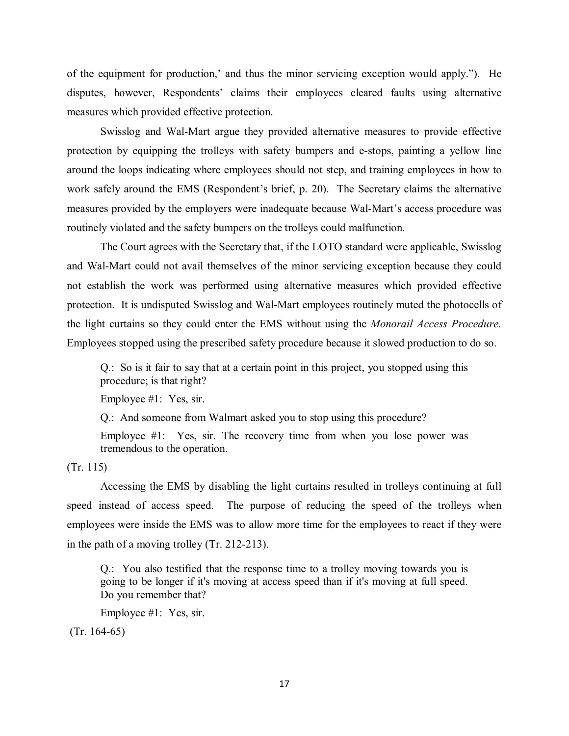of the equipment for production,' and thus the minor servicing exception would apply."). He disputes, however, Respondents' claims their employees cleared faults using alternative measures which provided effective protection.

Swisslog and Wal-Mart argue they provided alternative measures to provide effective protection by equipping the trolleys with safety bumpers and e-stops, painting a yellow line around the loops indicating where employees should not step, and training employees in how to work safely around the EMS (Respondent's brief, p. 20). The Secretary claims the alternative measures provided by the employers were inadequate because Wal-Mart's access procedure was routinely violated and the safety bumpers on the trolleys could malfunction.

The Court agrees with the Secretary that, if the LOTO standard were applicable, Swisslog and Wal-Mart could not avail themselves of the minor servicing exception because they could not establish the work was performed using alternative measures which provided effective protection. It is undisputed Swisslog and Wal-Mart employees routinely muted the photocells of the light curtains so they could enter the EMS without using the *Monorail Access Procedure.* Employees stopped using the prescribed safety procedure because it slowed production to do so.

> Q.: So is it fair to say that at a certain point in this project, you stopped using this procedure; is that right?
>
> Employee #1: Yes, sir.
>
> Q.: And someone from Walmart asked you to stop using this procedure?
>
> Employee #1: Yes, sir. The recovery time from when you lose power was tremendous to the operation.

(Tr. 115)

Accessing the EMS by disabling the light curtains resulted in trolleys continuing at full speed instead of access speed. The purpose of reducing the speed of the trolleys when employees were inside the EMS was to allow more time for the employees to react if they were in the path of a moving trolley (Tr. 212-213).

> Q.: You also testified that the response time to a trolley moving towards you is going to be longer if it's moving at access speed than if it's moving at full speed. Do you remember that?
>
> Employee #1: Yes, sir.

(Tr. 164-65)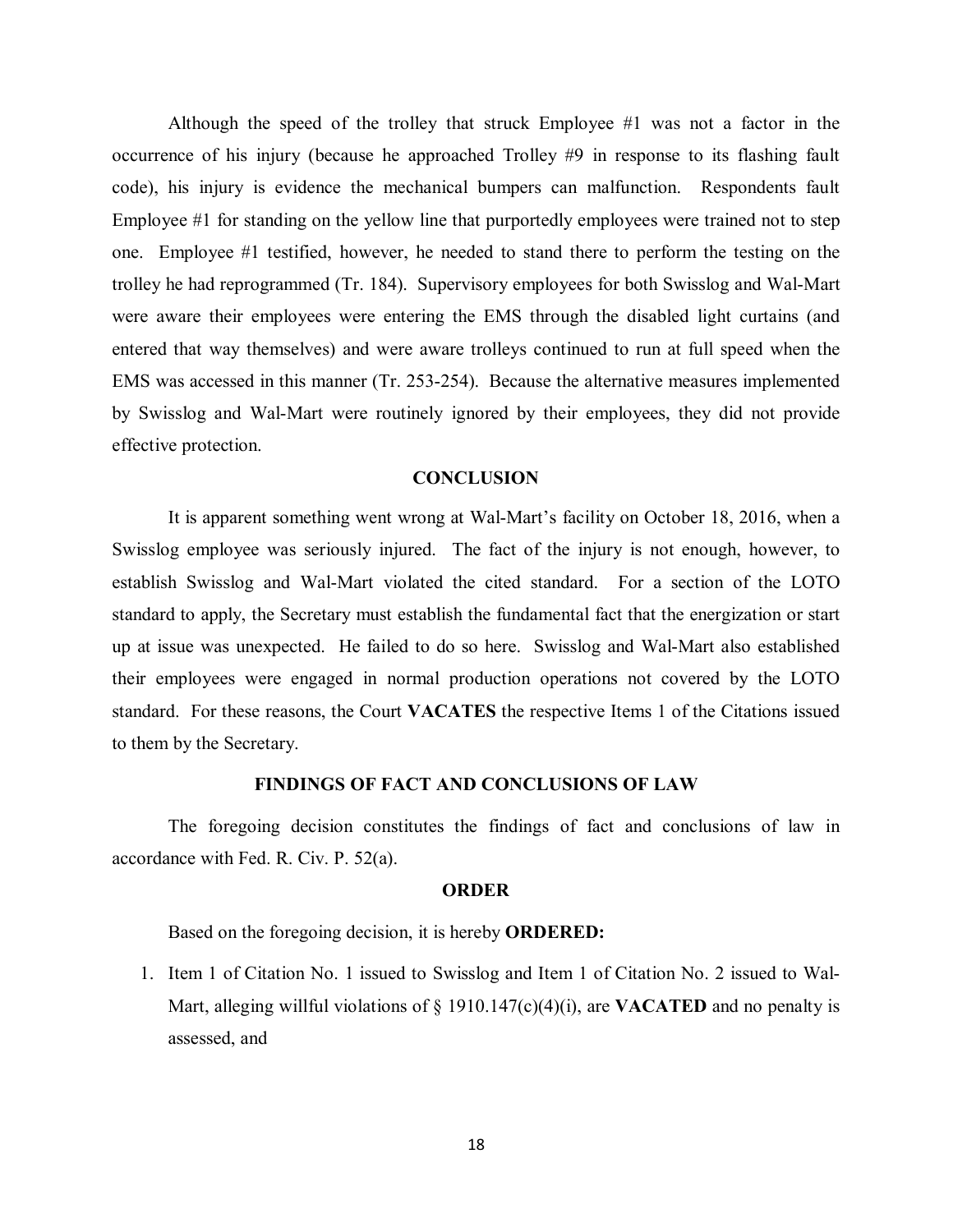Although the speed of the trolley that struck Employee #1 was not a factor in the occurrence of his injury (because he approached Trolley #9 in response to its flashing fault code), his injury is evidence the mechanical bumpers can malfunction. Respondents fault Employee #1 for standing on the yellow line that purportedly employees were trained not to step one. Employee #1 testified, however, he needed to stand there to perform the testing on the trolley he had reprogrammed (Tr. 184). Supervisory employees for both Swisslog and Wal-Mart were aware their employees were entering the EMS through the disabled light curtains (and entered that way themselves) and were aware trolleys continued to run at full speed when the EMS was accessed in this manner (Tr. 253-254). Because the alternative measures implemented by Swisslog and Wal-Mart were routinely ignored by their employees, they did not provide effective protection.

## CONCLUSION

It is apparent something went wrong at Wal-Mart's facility on October 18, 2016, when a Swisslog employee was seriously injured. The fact of the injury is not enough, however, to establish Swisslog and Wal-Mart violated the cited standard. For a section of the LOTO standard to apply, the Secretary must establish the fundamental fact that the energization or start up at issue was unexpected. He failed to do so here. Swisslog and Wal-Mart also established their employees were engaged in normal production operations not covered by the LOTO standard. For these reasons, the Court **VACATES** the respective Items 1 of the Citations issued to them by the Secretary.

## FINDINGS OF FACT AND CONCLUSIONS OF LAW

The foregoing decision constitutes the findings of fact and conclusions of law in accordance with Fed. R. Civ. P. 52(a).

## ORDER

Based on the foregoing decision, it is hereby **ORDERED:**

1. Item 1 of Citation No. 1 issued to Swisslog and Item 1 of Citation No. 2 issued to Wal-Mart, alleging willful violations of § 1910.147(c)(4)(i), are **VACATED** and no penalty is assessed, and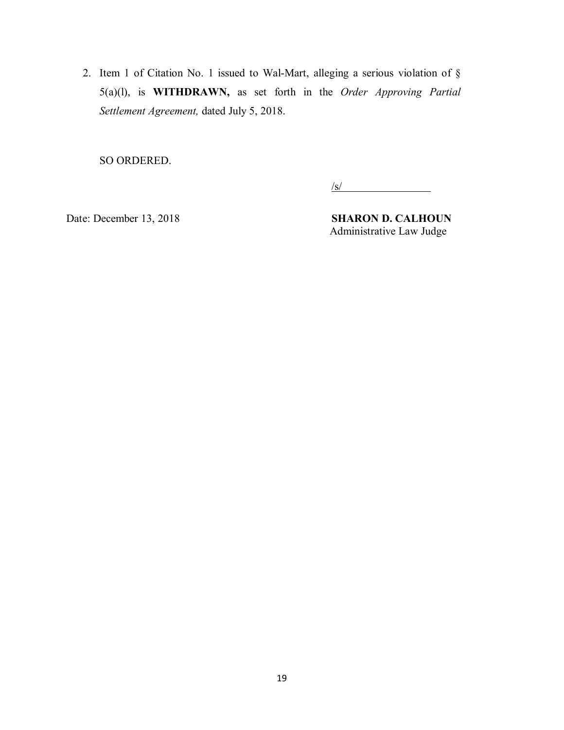2. Item 1 of Citation No. 1 issued to Wal-Mart, alleging a serious violation of § 5(a)(l), is **WITHDRAWN,** as set forth in the *Order Approving Partial Settlement Agreement,* dated July 5, 2018.

SO ORDERED.

/s/

Date: December 13, 2018

**SHARON D. CALHOUN**
Administrative Law Judge